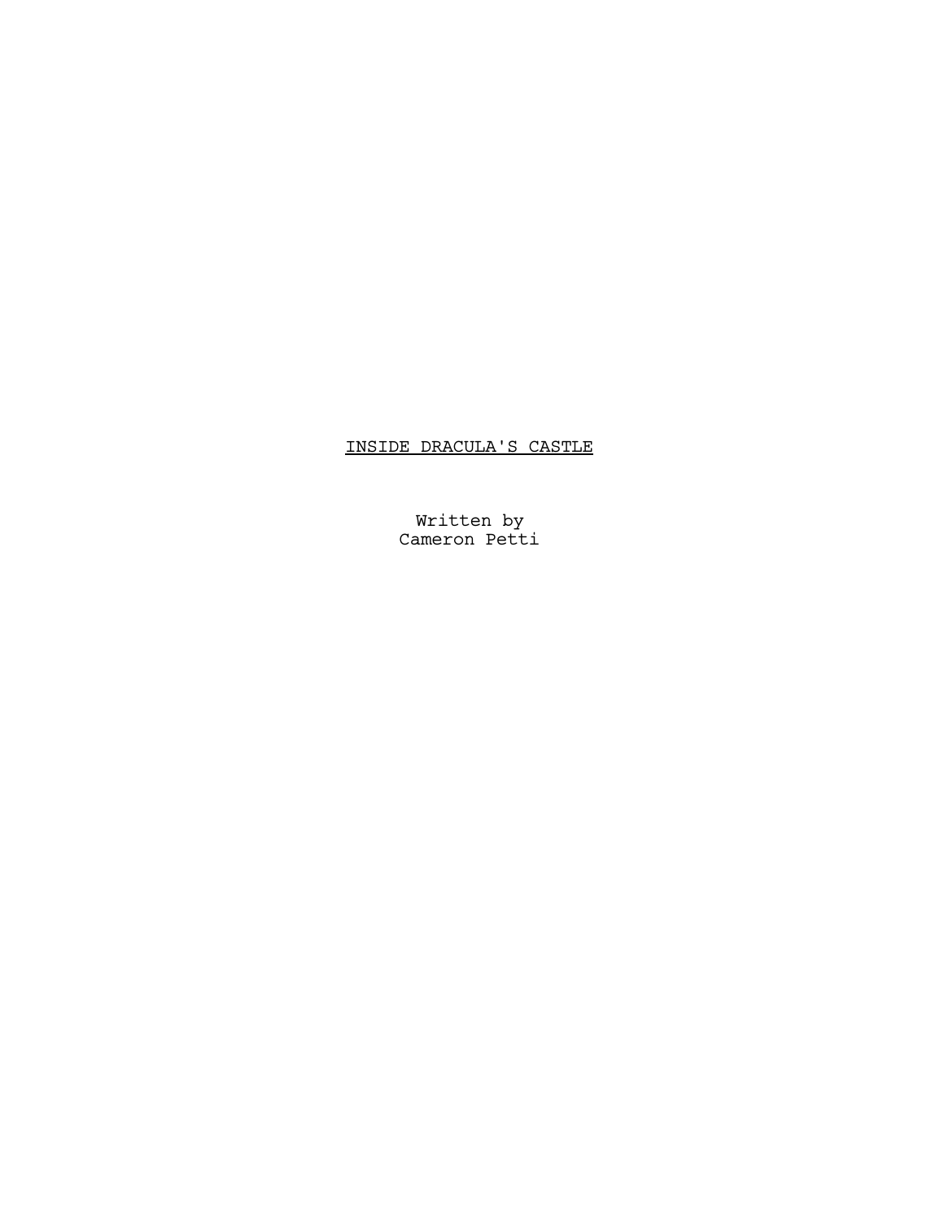# <u>INSIDE DRACULA'S CASTLE</u>

Written by
Cameron Petti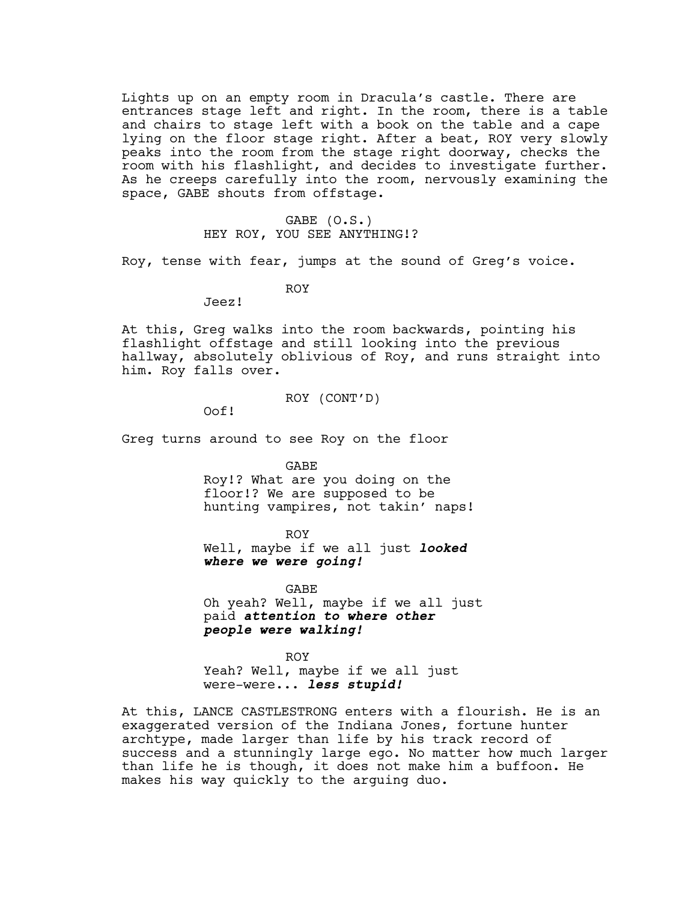Lights up on an empty room in Dracula's castle. There are entrances stage left and right. In the room, there is a table and chairs to stage left with a book on the table and a cape lying on the floor stage right. After a beat, ROY very slowly peaks into the room from the stage right doorway, checks the room with his flashlight, and decides to investigate further. As he creeps carefully into the room, nervously examining the space, GABE shouts from offstage.

GABE (O.S.)
HEY ROY, YOU SEE ANYTHING!?

Roy, tense with fear, jumps at the sound of Greg's voice.

ROY
Jeez!

At this, Greg walks into the room backwards, pointing his flashlight offstage and still looking into the previous hallway, absolutely oblivious of Roy, and runs straight into him. Roy falls over.

ROY (CONT'D)
Oof!

Greg turns around to see Roy on the floor

GABE
Roy!? What are you doing on the floor!? We are supposed to be hunting vampires, not takin' naps!

ROY
Well, maybe if we all just ***looked where we were going!***

GABE
Oh yeah? Well, maybe if we all just paid ***attention to where other people were walking!***

ROY
Yeah? Well, maybe if we all just were-were... ***less stupid!***

At this, LANCE CASTLESTRONG enters with a flourish. He is an exaggerated version of the Indiana Jones, fortune hunter archtype, made larger than life by his track record of success and a stunningly large ego. No matter how much larger than life he is though, it does not make him a buffoon. He makes his way quickly to the arguing duo.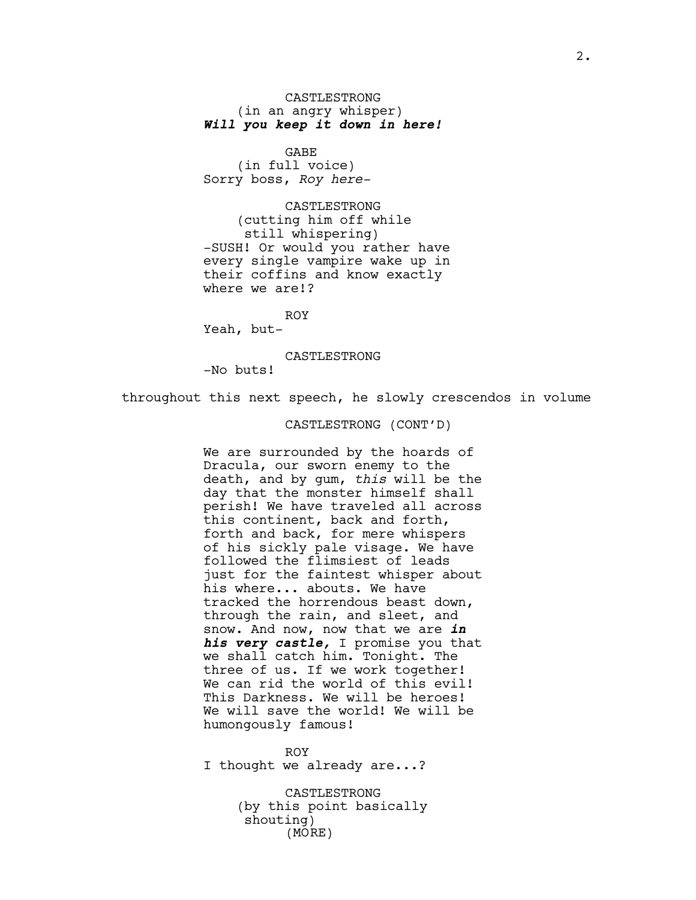CASTLESTRONG
(in an angry whisper)
***Will you keep it down in here!***

GABE
(in full voice)
Sorry boss, *Roy here*-

CASTLESTRONG
(cutting him off while still whispering)
-SUSH! Or would you rather have every single vampire wake up in their coffins and know exactly where we are!?

ROY
Yeah, but-

CASTLESTRONG
-No buts!

throughout this next speech, he slowly crescendos in volume

CASTLESTRONG (CONT'D)

We are surrounded by the hoards of Dracula, our sworn enemy to the death, and by gum, *this* will be the day that the monster himself shall perish! We have traveled all across this continent, back and forth, forth and back, for mere whispers of his sickly pale visage. We have followed the flimsiest of leads just for the faintest whisper about his where... abouts. We have tracked the horrendous beast down, through the rain, and sleet, and snow. And now, now that we are ***in his very castle,*** I promise you that we shall catch him. Tonight. The three of us. If we work together! We can rid the world of this evil! This Darkness. We will be heroes! We will save the world! We will be humongously famous!

ROY
I thought we already are...?

CASTLESTRONG
(by this point basically shouting)
(MORE)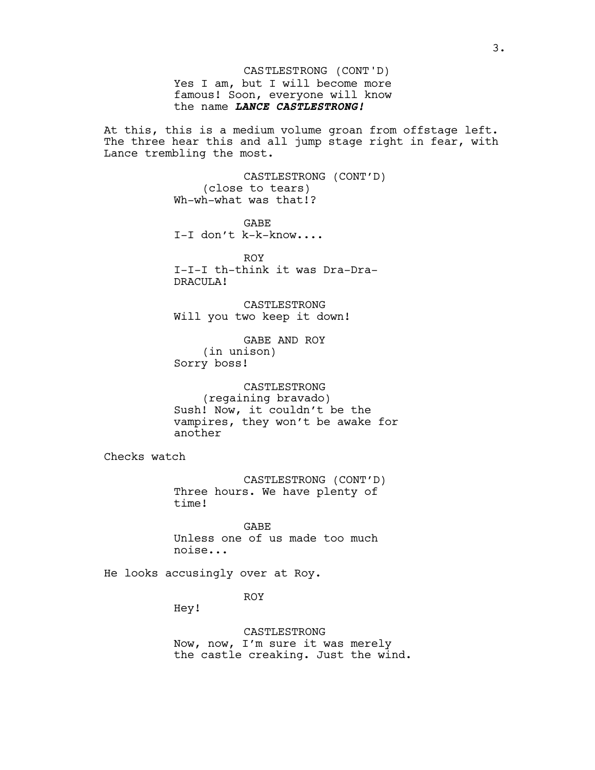CASTLESTRONG (CONT'D)
Yes I am, but I will become more famous! Soon, everyone will know the name ***LANCE CASTLESTRONG!***

At this, this is a medium volume groan from offstage left. The three hear this and all jump stage right in fear, with Lance trembling the most.

CASTLESTRONG (CONT'D)
(close to tears)
Wh-wh-what was that!?

GABE
I-I don't k-k-know....

ROY
I-I-I th-think it was Dra-Dra-DRACULA!

CASTLESTRONG
Will you two keep it down!

GABE AND ROY
(in unison)
Sorry boss!

CASTLESTRONG
(regaining bravado)
Sush! Now, it couldn't be the vampires, they won't be awake for another

Checks watch

CASTLESTRONG (CONT'D)
Three hours. We have plenty of time!

GABE
Unless one of us made too much noise...

He looks accusingly over at Roy.

ROY
Hey!

CASTLESTRONG
Now, now, I'm sure it was merely the castle creaking. Just the wind.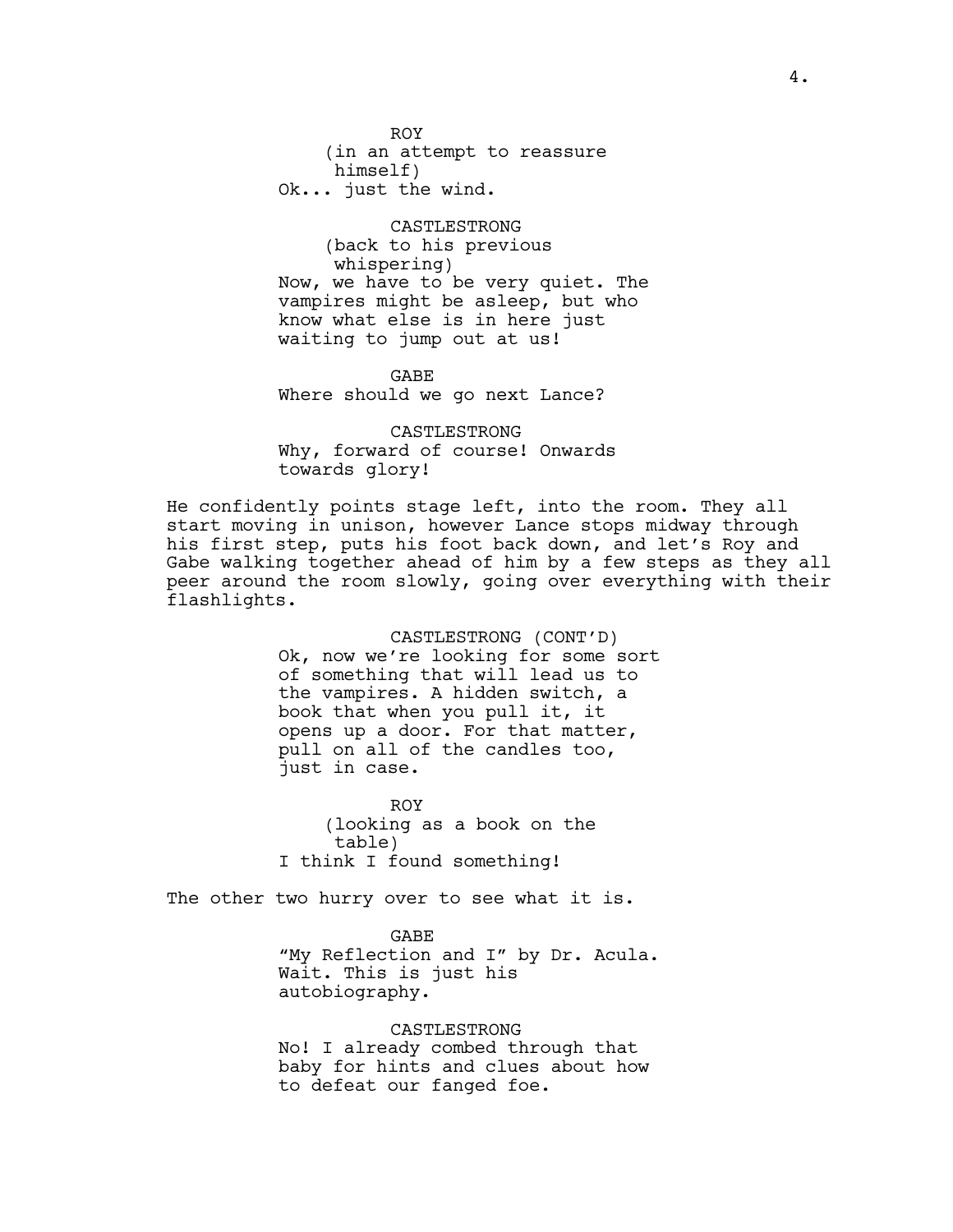ROY
(in an attempt to reassure himself)
Ok... just the wind.

CASTLESTRONG
(back to his previous whispering)
Now, we have to be very quiet. The vampires might be asleep, but who know what else is in here just waiting to jump out at us!

GABE
Where should we go next Lance?

CASTLESTRONG
Why, forward of course! Onwards towards glory!

He confidently points stage left, into the room. They all start moving in unison, however Lance stops midway through his first step, puts his foot back down, and let's Roy and Gabe walking together ahead of him by a few steps as they all peer around the room slowly, going over everything with their flashlights.

CASTLESTRONG (CONT'D)
Ok, now we're looking for some sort of something that will lead us to the vampires. A hidden switch, a book that when you pull it, it opens up a door. For that matter, pull on all of the candles too, just in case.

ROY
(looking as a book on the table)
I think I found something!

The other two hurry over to see what it is.

GABE
"My Reflection and I" by Dr. Acula. Wait. This is just his autobiography.

CASTLESTRONG
No! I already combed through that baby for hints and clues about how to defeat our fanged foe.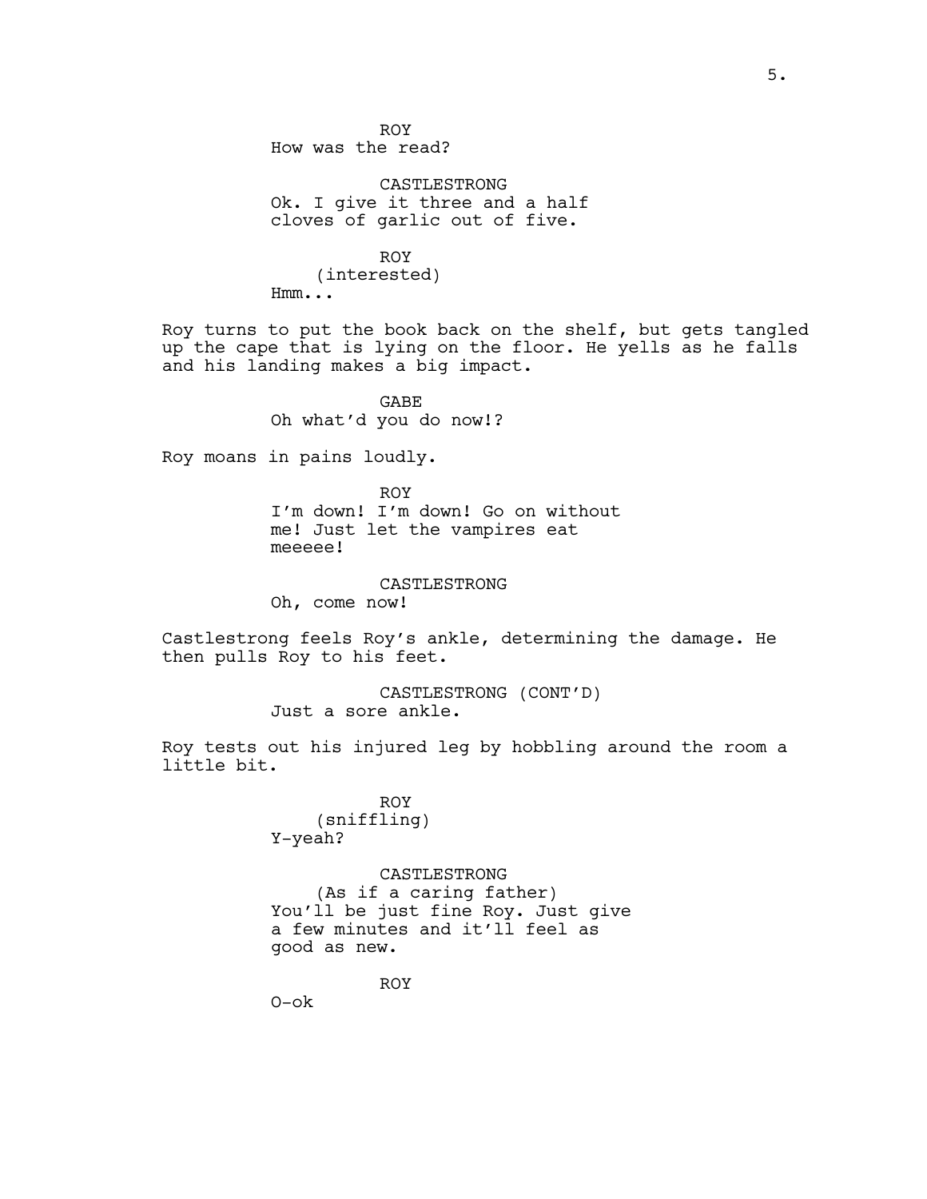ROY
How was the read?

CASTLESTRONG
Ok. I give it three and a half cloves of garlic out of five.

ROY
(interested)
Hmm...

Roy turns to put the book back on the shelf, but gets tangled up the cape that is lying on the floor. He yells as he falls and his landing makes a big impact.

GABE
Oh what'd you do now!?

Roy moans in pains loudly.

ROY
I'm down! I'm down! Go on without me! Just let the vampires eat meeeee!

CASTLESTRONG
Oh, come now!

Castlestrong feels Roy's ankle, determining the damage. He then pulls Roy to his feet.

CASTLESTRONG (CONT'D)
Just a sore ankle.

Roy tests out his injured leg by hobbling around the room a little bit.

ROY
(sniffling)
Y-yeah?

CASTLESTRONG
(As if a caring father)
You'll be just fine Roy. Just give a few minutes and it'll feel as good as new.

ROY
O-ok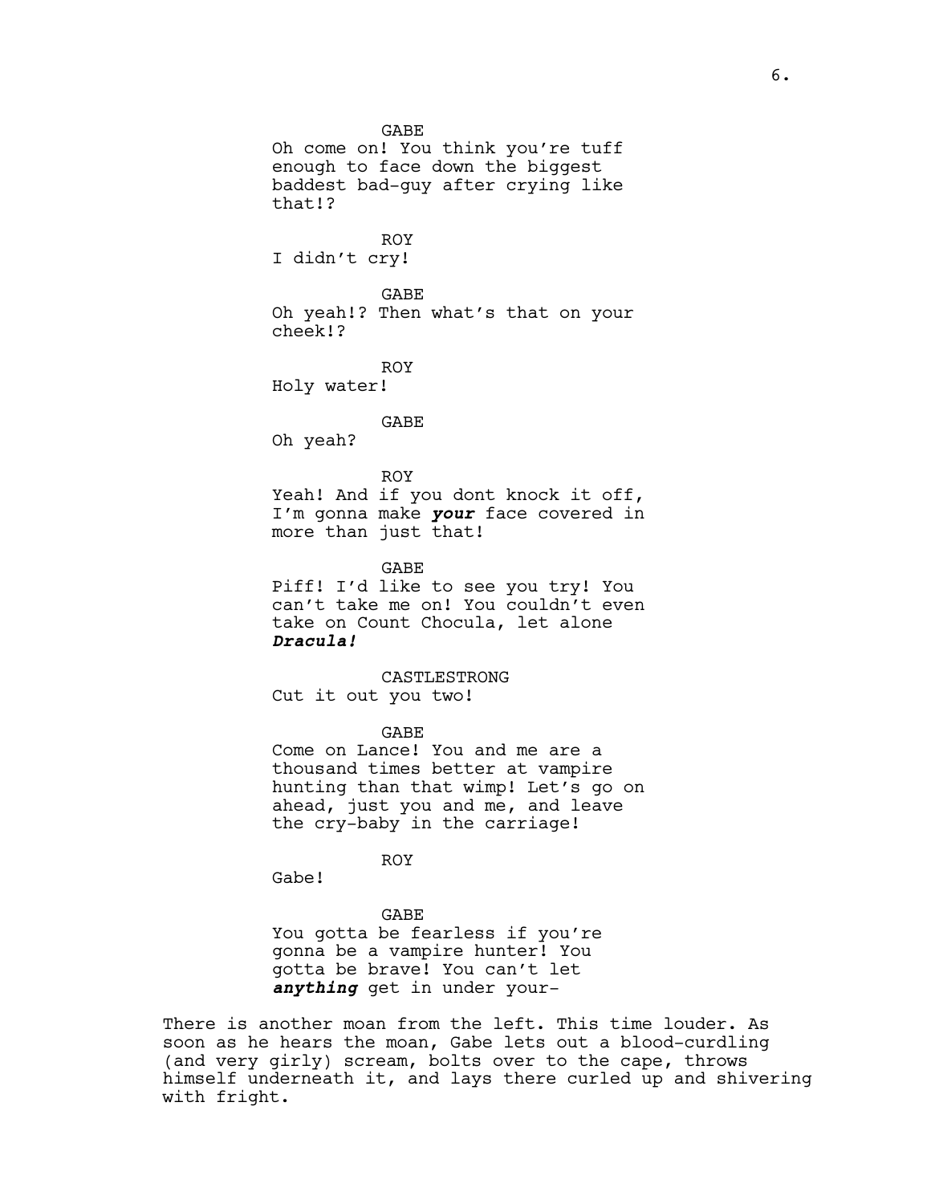GABE
Oh come on! You think you're tuff enough to face down the biggest baddest bad-guy after crying like that!?

ROY
I didn't cry!

GABE
Oh yeah!? Then what's that on your cheek!?

ROY
Holy water!

GABE
Oh yeah?

ROY
Yeah! And if you dont knock it off, I'm gonna make ***your*** face covered in more than just that!

GABE
Piff! I'd like to see you try! You can't take me on! You couldn't even take on Count Chocula, let alone ***Dracula!***

CASTLESTRONG
Cut it out you two!

GABE
Come on Lance! You and me are a thousand times better at vampire hunting than that wimp! Let's go on ahead, just you and me, and leave the cry-baby in the carriage!

ROY
Gabe!

GABE
You gotta be fearless if you're gonna be a vampire hunter! You gotta be brave! You can't let ***anything*** get in under your-

There is another moan from the left. This time louder. As soon as he hears the moan, Gabe lets out a blood-curdling (and very girly) scream, bolts over to the cape, throws himself underneath it, and lays there curled up and shivering with fright.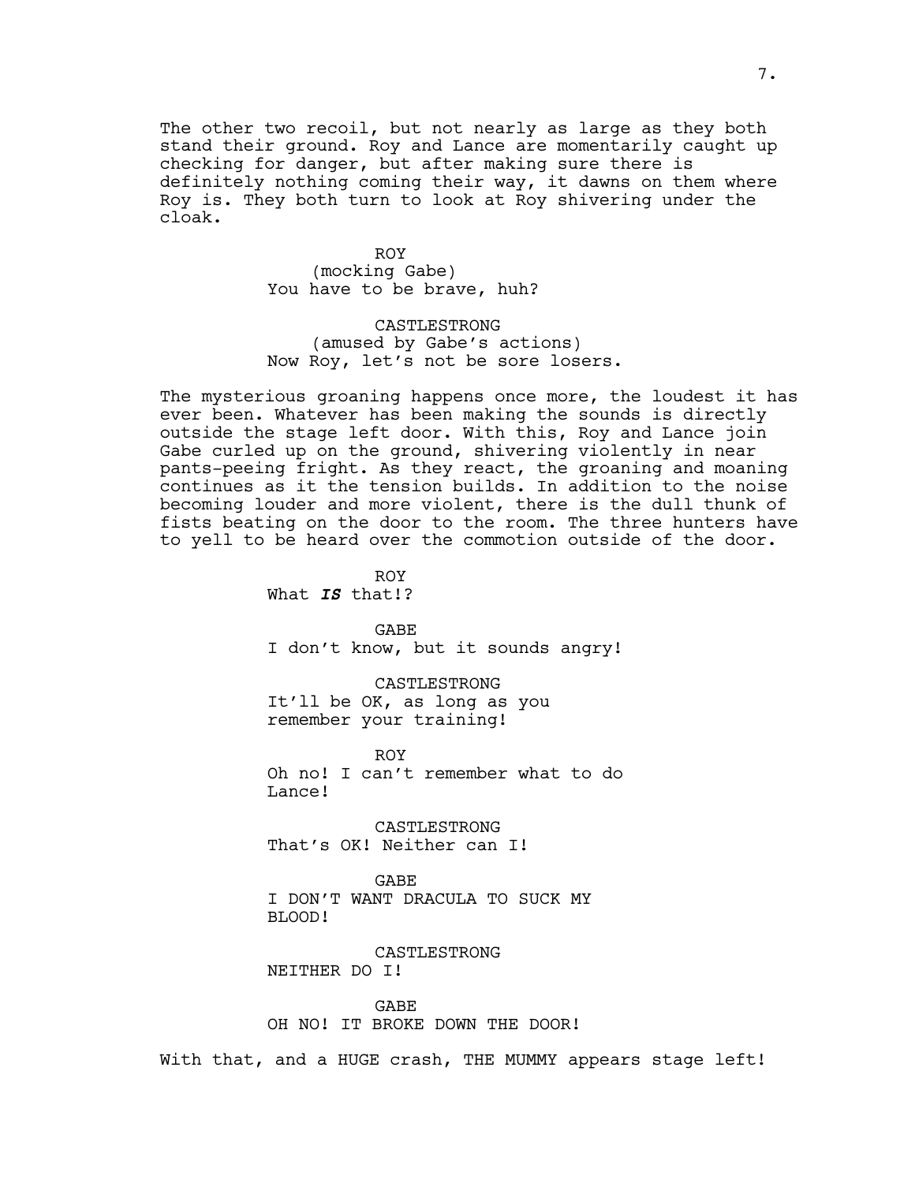The other two recoil, but not nearly as large as they both stand their ground. Roy and Lance are momentarily caught up checking for danger, but after making sure there is definitely nothing coming their way, it dawns on them where Roy is. They both turn to look at Roy shivering under the cloak.

ROY
(mocking Gabe)
You have to be brave, huh?

CASTLESTRONG
(amused by Gabe's actions)
Now Roy, let's not be sore losers.

The mysterious groaning happens once more, the loudest it has ever been. Whatever has been making the sounds is directly outside the stage left door. With this, Roy and Lance join Gabe curled up on the ground, shivering violently in near pants-peeing fright. As they react, the groaning and moaning continues as it the tension builds. In addition to the noise becoming louder and more violent, there is the dull thunk of fists beating on the door to the room. The three hunters have to yell to be heard over the commotion outside of the door.

ROY
What ***IS*** that!?

GABE
I don't know, but it sounds angry!

CASTLESTRONG
It'll be OK, as long as you remember your training!

ROY
Oh no! I can't remember what to do Lance!

CASTLESTRONG
That's OK! Neither can I!

GABE
I DON'T WANT DRACULA TO SUCK MY BLOOD!

CASTLESTRONG
NEITHER DO I!

GABE
OH NO! IT BROKE DOWN THE DOOR!

With that, and a HUGE crash, THE MUMMY appears stage left!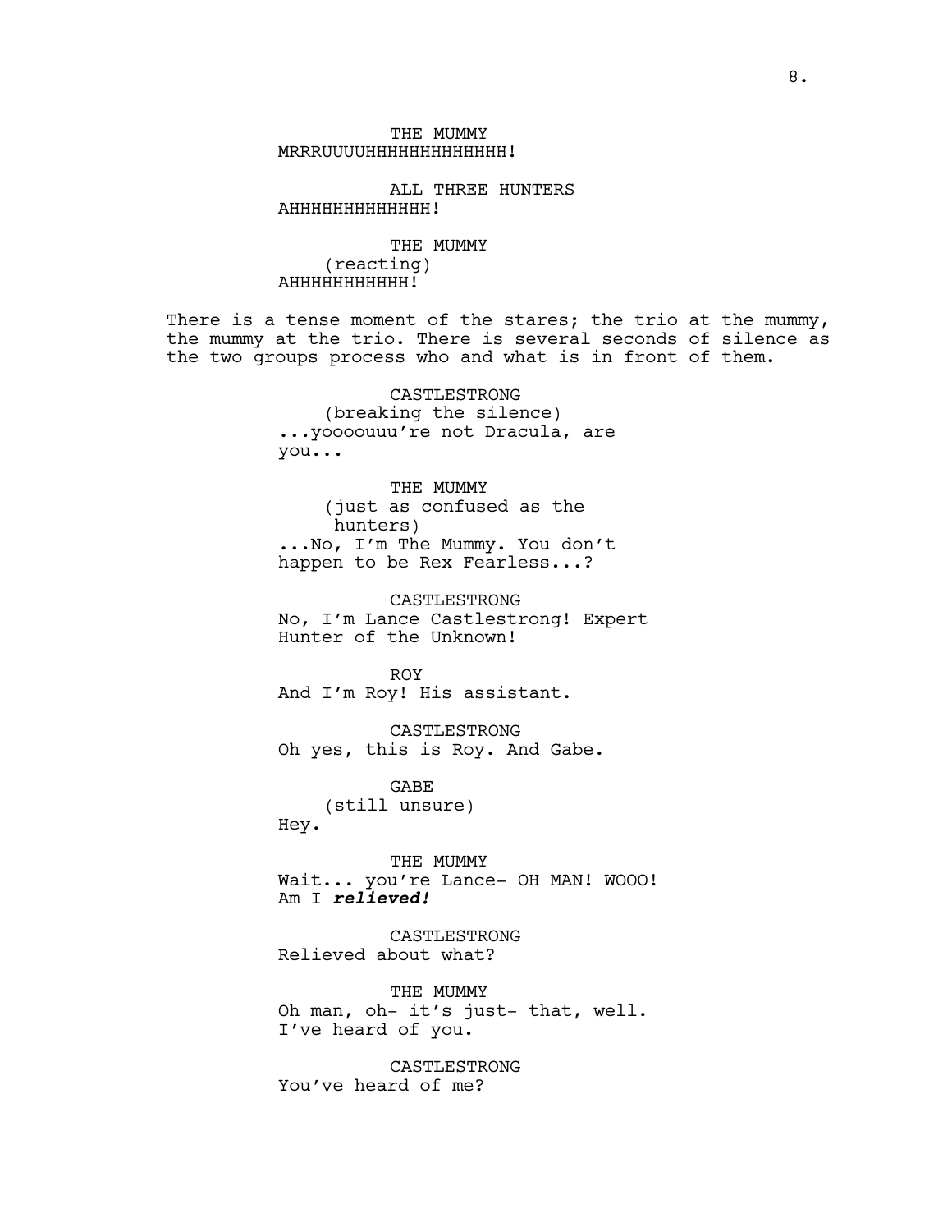THE MUMMY
MRRRUUUUHHHHHHHHHHHHH!

ALL THREE HUNTERS
AHHHHHHHHHHHHH!

THE MUMMY
(reacting)
AHHHHHHHHHHH!

There is a tense moment of the stares; the trio at the mummy, the mummy at the trio. There is several seconds of silence as the two groups process who and what is in front of them.

CASTLESTRONG
(breaking the silence)
...yooooouu're not Dracula, are you...

THE MUMMY
(just as confused as the hunters)
...No, I'm The Mummy. You don't happen to be Rex Fearless...?

CASTLESTRONG
No, I'm Lance Castlestrong! Expert Hunter of the Unknown!

ROY
And I'm Roy! His assistant.

CASTLESTRONG
Oh yes, this is Roy. And Gabe.

GABE
(still unsure)
Hey.

THE MUMMY
Wait... you're Lance- OH MAN! WOOO! Am I ***relieved!***

CASTLESTRONG
Relieved about what?

THE MUMMY
Oh man, oh- it's just- that, well. I've heard of you.

CASTLESTRONG
You've heard of me?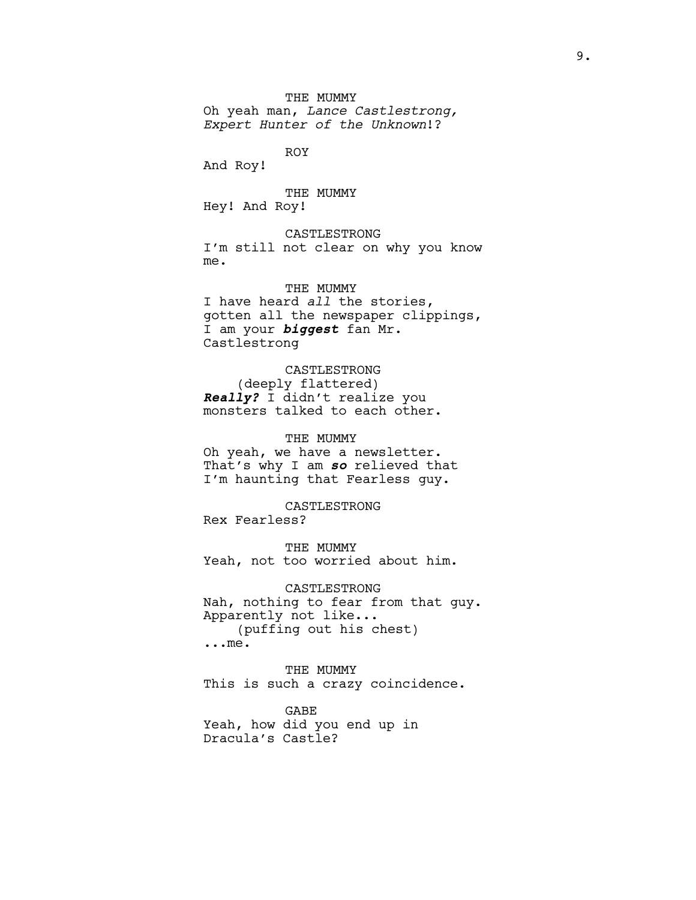THE MUMMY
Oh yeah man, *Lance Castlestrong, Expert Hunter of the Unknown*!?

ROY
And Roy!

THE MUMMY
Hey! And Roy!

CASTLESTRONG
I'm still not clear on why you know me.

THE MUMMY
I have heard *all* the stories, gotten all the newspaper clippings, I am your ***biggest*** fan Mr. Castlestrong

CASTLESTRONG
(deeply flattered)
***Really?*** I didn't realize you monsters talked to each other.

THE MUMMY
Oh yeah, we have a newsletter. That's why I am ***so*** relieved that I'm haunting that Fearless guy.

CASTLESTRONG
Rex Fearless?

THE MUMMY
Yeah, not too worried about him.

CASTLESTRONG
Nah, nothing to fear from that guy. Apparently not like...
(puffing out his chest)
...me.

THE MUMMY
This is such a crazy coincidence.

GABE
Yeah, how did you end up in Dracula's Castle?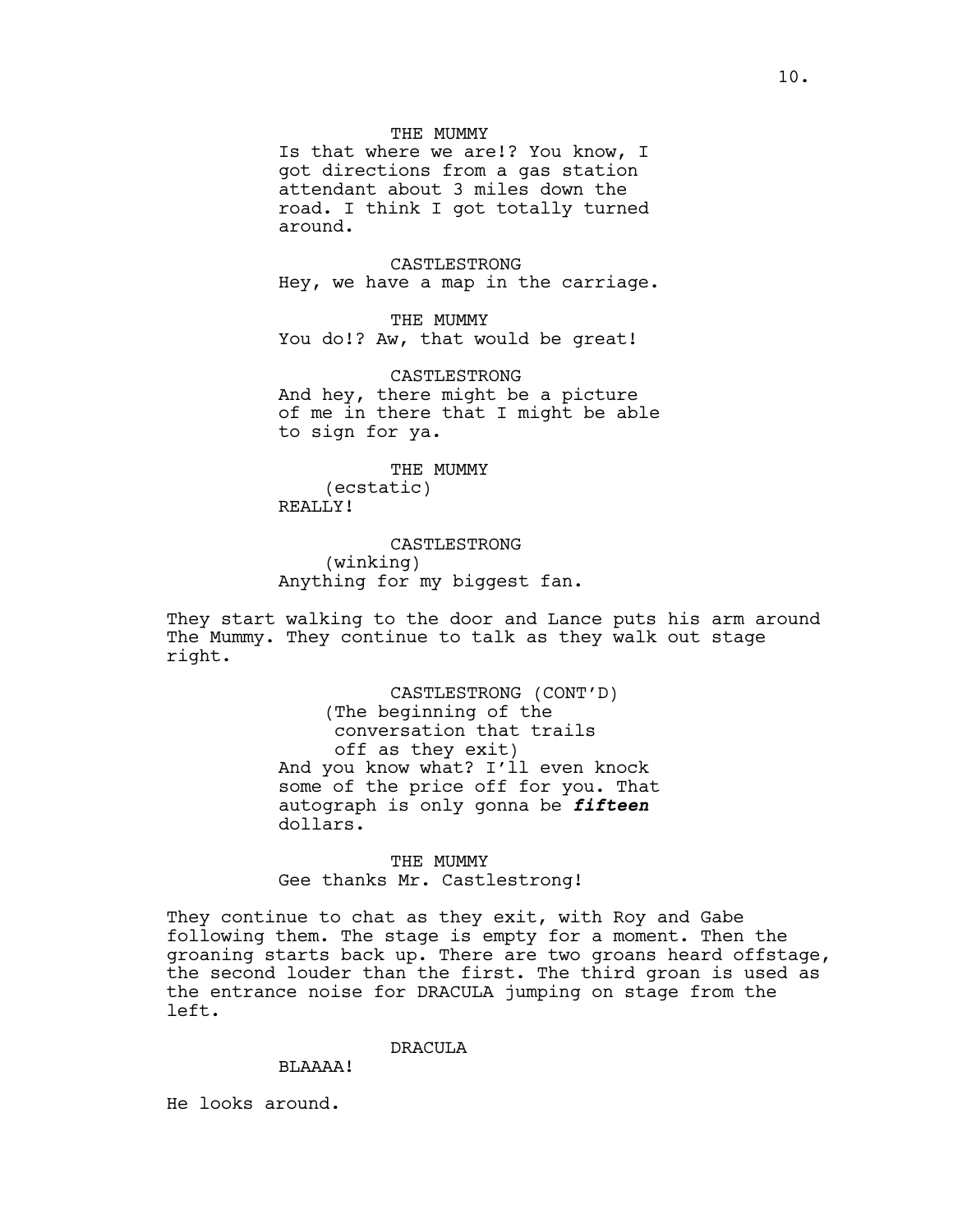THE MUMMY

Is that where we are!? You know, I got directions from a gas station attendant about 3 miles down the road. I think I got totally turned around.

CASTLESTRONG

Hey, we have a map in the carriage.

THE MUMMY

You do!? Aw, that would be great!

CASTLESTRONG

And hey, there might be a picture of me in there that I might be able to sign for ya.

THE MUMMY

(ecstatic)

REALLY!

CASTLESTRONG

(winking)

Anything for my biggest fan.

They start walking to the door and Lance puts his arm around The Mummy. They continue to talk as they walk out stage right.

CASTLESTRONG (CONT'D)

(The beginning of the conversation that trails off as they exit)

And you know what? I'll even knock some of the price off for you. That autograph is only gonna be ***fifteen*** dollars.

THE MUMMY

Gee thanks Mr. Castlestrong!

They continue to chat as they exit, with Roy and Gabe following them. The stage is empty for a moment. Then the groaning starts back up. There are two groans heard offstage, the second louder than the first. The third groan is used as the entrance noise for DRACULA jumping on stage from the left.

DRACULA

BLAAAA!

He looks around.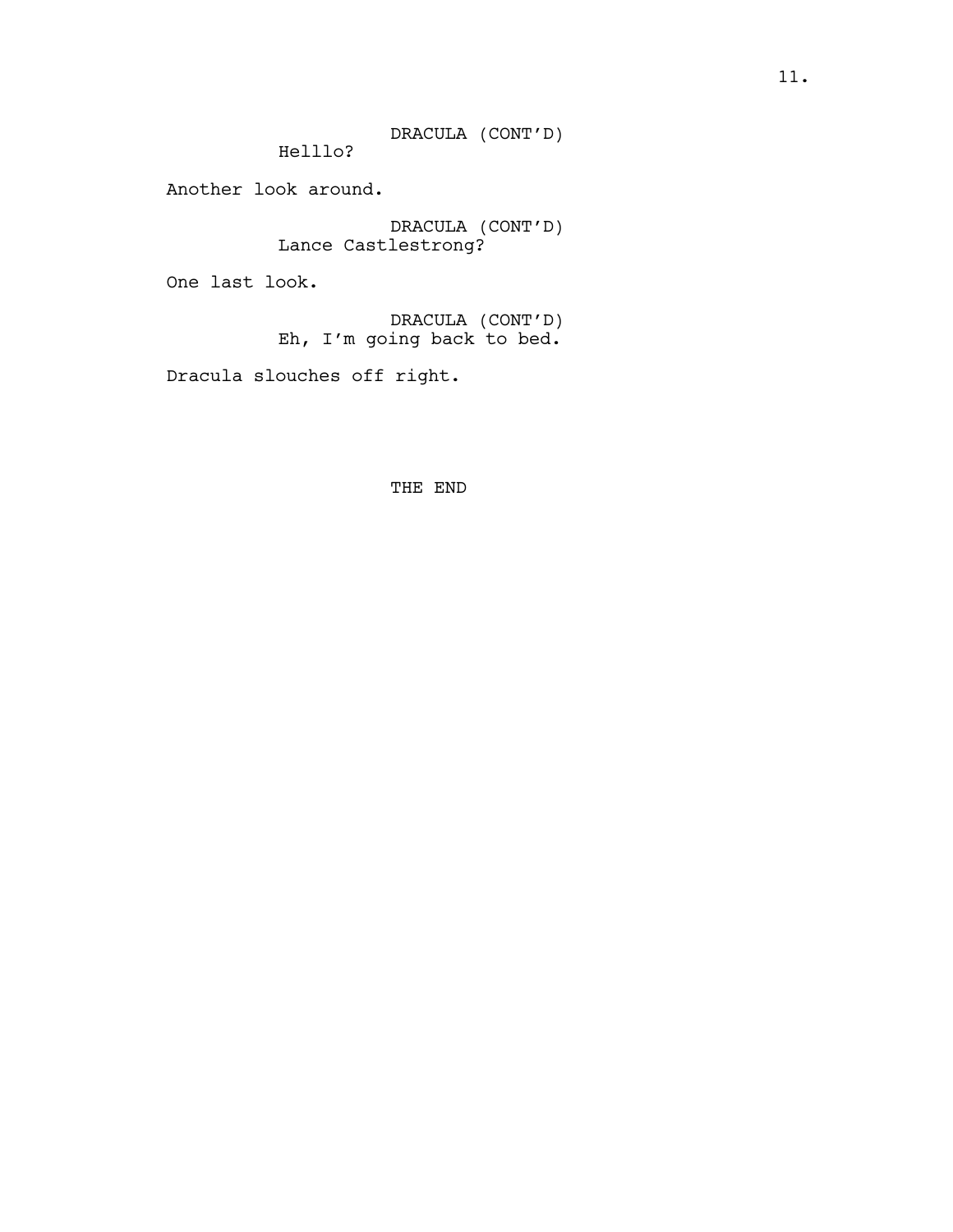DRACULA (CONT'D)
Helllo?

Another look around.

DRACULA (CONT'D)
Lance Castlestrong?

One last look.

DRACULA (CONT'D)
Eh, I'm going back to bed.

Dracula slouches off right.

THE END